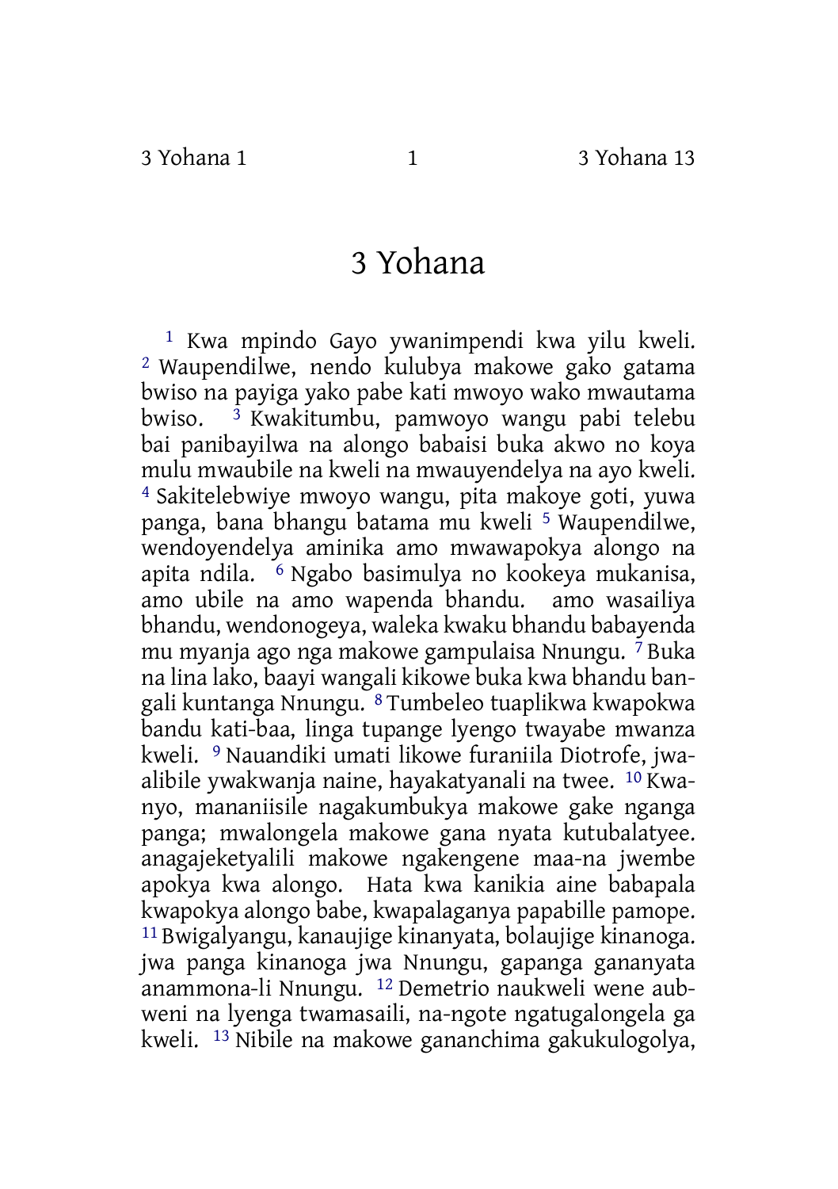# 3 Yohana

[1] Kwa mpindo Gayo ywanimpendi kwa yilu kweli. [2] Waupendilwe, nendo kulubya makowe gako gatama bwiso na payiga yako pabe kati mwoyo wako mwautama bwiso. [3] Kwakitumbu, pamwoyo wangu pabi telebu bai panibayilwa na alongo babaisi buka akwo no koya mulu mwaubile na kweli na mwauyendelya na ayo kweli. [4] Sakitelebwiye mwoyo wangu, pita makoye goti, yuwa panga, bana bhangu batama mu kweli [5] Waupendilwe, wendoyendelya aminika amo mwawapokya alongo na apita ndila. [6] Ngabo basimulya no kookeya mukanisa, amo ubile na amo wapenda bhandu. amo wasailiya bhandu, wendonogeya, waleka kwaku bhandu babayenda mu myanja ago nga makowe gampulaisa Nnungu. [7] Buka na lina lako, baayi wangali kikowe buka kwa bhandu bangali kuntanga Nnungu. [8] Tumbeleo tuaplikwa kwapokwa bandu kati-baa, linga tupange lyengo twayabe mwanza kweli. [9] Nauandiki umati likowe furaniila Diotrofe, jwaalibile ywakwanja naine, hayakatyanali na twee. [10] Kwanyo, mananiisile nagakumbukya makowe gake nganga panga; mwalongela makowe gana nyata kutubalatyee. anagajeketyalili makowe ngakengene maa-na jwembe apokya kwa alongo. Hata kwa kanikia aine babapala kwapokya alongo babe, kwapalaganya papabille pamope. [11] Bwigalyangu, kanaujige kinanyata, bolaujige kinanoga. jwa panga kinanoga jwa Nnungu, gapanga gananyata anammona-li Nnungu. [12] Demetrio naukweli wene aubweni na lyenga twamasaili, na-ngote ngatugalongela ga kweli. [13] Nibile na makowe gananchima gakukulogolya,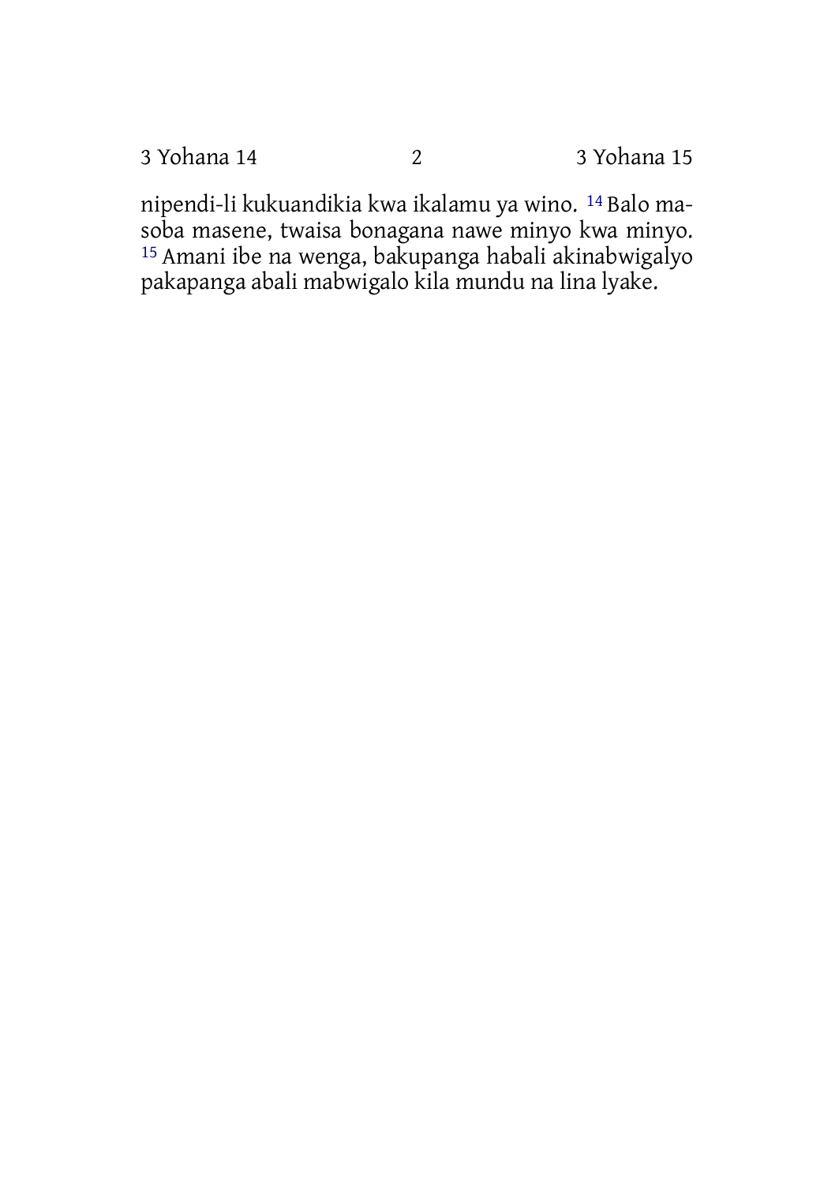nipendi-li kukuandikia kwa ikalamu ya wino. [14] Balo masoba masene, twaisa bonagana nawe minyo kwa minyo. [15] Amani ibe na wenga, bakupanga habali akinabwigalyo pakapanga abali mabwigalo kila mundu na lina lyake.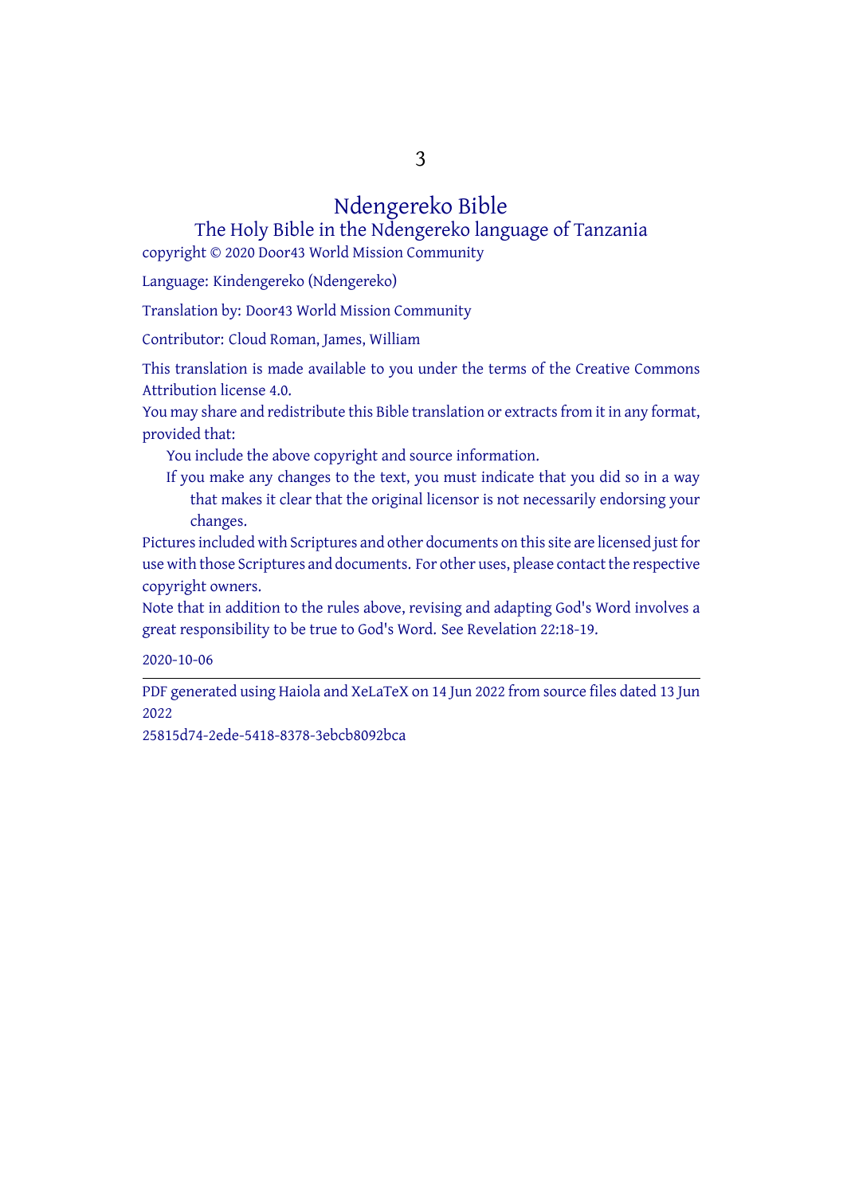# Ndengereko Bible

## The Holy Bible in the Ndengereko language of Tanzania

copyright © 2020 Door43 World Mission Community

Language: Kindengereko (Ndengereko)

Translation by: Door43 World Mission Community

Contributor: Cloud Roman, James, William

This translation is made available to you under the terms of the Creative Commons Attribution license 4.0.

You may share and redistribute this Bible translation or extracts from it in any format, provided that:

- You include the above copyright and source information.
- If you make any changes to the text, you must indicate that you did so in a way that makes it clear that the original licensor is not necessarily endorsing your changes.

Pictures included with Scriptures and other documents on this site are licensed just for use with those Scriptures and documents. For other uses, please contact the respective copyright owners.

Note that in addition to the rules above, revising and adapting God's Word involves a great responsibility to be true to God's Word. See Revelation 22:18-19.

2020-10-06

---

PDF generated using Haiola and XeLaTeX on 14 Jun 2022 from source files dated 13 Jun 2022

25815d74-2ede-5418-8378-3ebcb8092bca